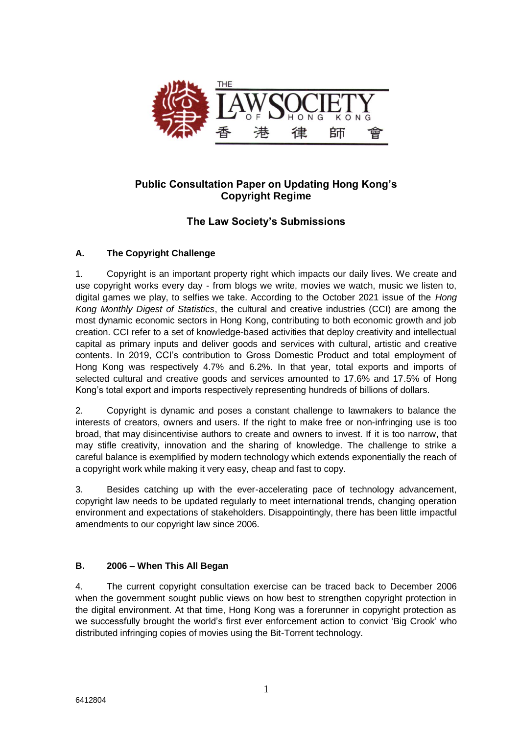# Public Consultation Paper on Updating Hong Kong's Copyright Regime

## The Law Society's Submissions

### A. The Copyright Challenge

1. Copyright is an important property right which impacts our daily lives. We create and use copyright works every day - from blogs we write, movies we watch, music we listen to, digital games we play, to selfies we take. According to the October 2021 issue of the *Hong Kong Monthly Digest of Statistics*, the cultural and creative industries (CCI) are among the most dynamic economic sectors in Hong Kong, contributing to both economic growth and job creation. CCI refer to a set of knowledge-based activities that deploy creativity and intellectual capital as primary inputs and deliver goods and services with cultural, artistic and creative contents. In 2019, CCI's contribution to Gross Domestic Product and total employment of Hong Kong was respectively 4.7% and 6.2%. In that year, total exports and imports of selected cultural and creative goods and services amounted to 17.6% and 17.5% of Hong Kong's total export and imports respectively representing hundreds of billions of dollars.

2. Copyright is dynamic and poses a constant challenge to lawmakers to balance the interests of creators, owners and users. If the right to make free or non-infringing use is too broad, that may disincentivise authors to create and owners to invest. If it is too narrow, that may stifle creativity, innovation and the sharing of knowledge. The challenge to strike a careful balance is exemplified by modern technology which extends exponentially the reach of a copyright work while making it very easy, cheap and fast to copy.

3. Besides catching up with the ever-accelerating pace of technology advancement, copyright law needs to be updated regularly to meet international trends, changing operation environment and expectations of stakeholders. Disappointingly, there has been little impactful amendments to our copyright law since 2006.

### B. 2006 – When This All Began

4. The current copyright consultation exercise can be traced back to December 2006 when the government sought public views on how best to strengthen copyright protection in the digital environment. At that time, Hong Kong was a forerunner in copyright protection as we successfully brought the world's first ever enforcement action to convict 'Big Crook' who distributed infringing copies of movies using the Bit-Torrent technology.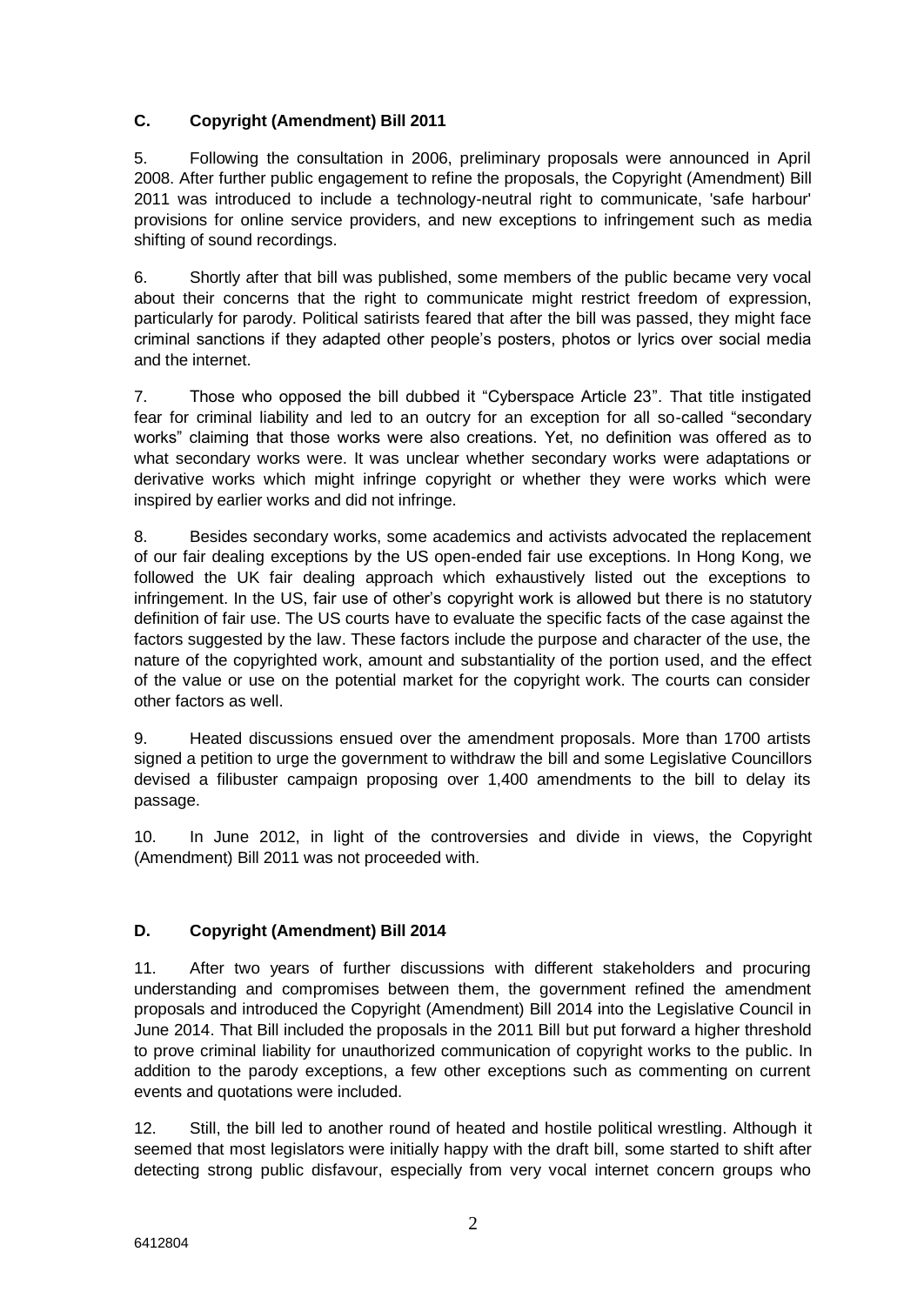## C. Copyright (Amendment) Bill 2011

5. Following the consultation in 2006, preliminary proposals were announced in April 2008. After further public engagement to refine the proposals, the Copyright (Amendment) Bill 2011 was introduced to include a technology-neutral right to communicate, 'safe harbour' provisions for online service providers, and new exceptions to infringement such as media shifting of sound recordings.

6. Shortly after that bill was published, some members of the public became very vocal about their concerns that the right to communicate might restrict freedom of expression, particularly for parody. Political satirists feared that after the bill was passed, they might face criminal sanctions if they adapted other people's posters, photos or lyrics over social media and the internet.

7. Those who opposed the bill dubbed it "Cyberspace Article 23". That title instigated fear for criminal liability and led to an outcry for an exception for all so-called "secondary works" claiming that those works were also creations. Yet, no definition was offered as to what secondary works were. It was unclear whether secondary works were adaptations or derivative works which might infringe copyright or whether they were works which were inspired by earlier works and did not infringe.

8. Besides secondary works, some academics and activists advocated the replacement of our fair dealing exceptions by the US open-ended fair use exceptions. In Hong Kong, we followed the UK fair dealing approach which exhaustively listed out the exceptions to infringement. In the US, fair use of other's copyright work is allowed but there is no statutory definition of fair use. The US courts have to evaluate the specific facts of the case against the factors suggested by the law. These factors include the purpose and character of the use, the nature of the copyrighted work, amount and substantiality of the portion used, and the effect of the value or use on the potential market for the copyright work. The courts can consider other factors as well.

9. Heated discussions ensued over the amendment proposals. More than 1700 artists signed a petition to urge the government to withdraw the bill and some Legislative Councillors devised a filibuster campaign proposing over 1,400 amendments to the bill to delay its passage.

10. In June 2012, in light of the controversies and divide in views, the Copyright (Amendment) Bill 2011 was not proceeded with.

## D. Copyright (Amendment) Bill 2014

11. After two years of further discussions with different stakeholders and procuring understanding and compromises between them, the government refined the amendment proposals and introduced the Copyright (Amendment) Bill 2014 into the Legislative Council in June 2014. That Bill included the proposals in the 2011 Bill but put forward a higher threshold to prove criminal liability for unauthorized communication of copyright works to the public. In addition to the parody exceptions, a few other exceptions such as commenting on current events and quotations were included.

12. Still, the bill led to another round of heated and hostile political wrestling. Although it seemed that most legislators were initially happy with the draft bill, some started to shift after detecting strong public disfavour, especially from very vocal internet concern groups who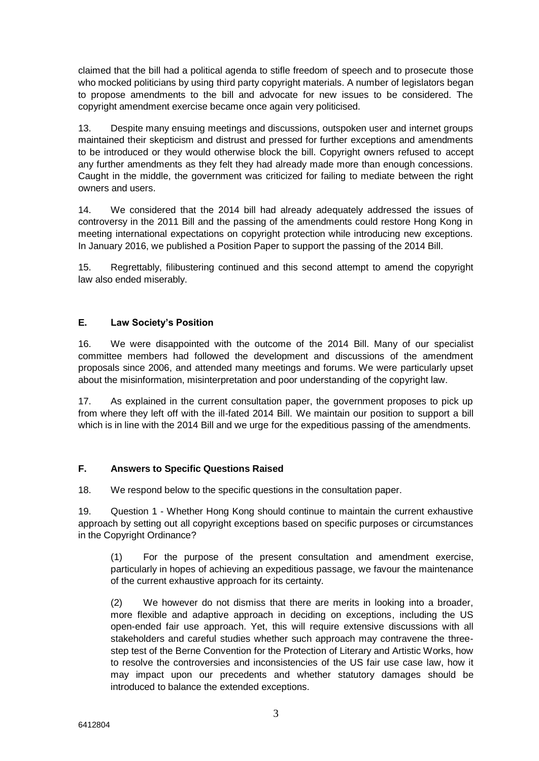claimed that the bill had a political agenda to stifle freedom of speech and to prosecute those who mocked politicians by using third party copyright materials. A number of legislators began to propose amendments to the bill and advocate for new issues to be considered. The copyright amendment exercise became once again very politicised.

13. Despite many ensuing meetings and discussions, outspoken user and internet groups maintained their skepticism and distrust and pressed for further exceptions and amendments to be introduced or they would otherwise block the bill. Copyright owners refused to accept any further amendments as they felt they had already made more than enough concessions. Caught in the middle, the government was criticized for failing to mediate between the right owners and users.

14. We considered that the 2014 bill had already adequately addressed the issues of controversy in the 2011 Bill and the passing of the amendments could restore Hong Kong in meeting international expectations on copyright protection while introducing new exceptions. In January 2016, we published a Position Paper to support the passing of the 2014 Bill.

15. Regrettably, filibustering continued and this second attempt to amend the copyright law also ended miserably.

## E. Law Society's Position

16. We were disappointed with the outcome of the 2014 Bill. Many of our specialist committee members had followed the development and discussions of the amendment proposals since 2006, and attended many meetings and forums. We were particularly upset about the misinformation, misinterpretation and poor understanding of the copyright law.

17. As explained in the current consultation paper, the government proposes to pick up from where they left off with the ill-fated 2014 Bill. We maintain our position to support a bill which is in line with the 2014 Bill and we urge for the expeditious passing of the amendments.

## F. Answers to Specific Questions Raised

18. We respond below to the specific questions in the consultation paper.

19. Question 1 - Whether Hong Kong should continue to maintain the current exhaustive approach by setting out all copyright exceptions based on specific purposes or circumstances in the Copyright Ordinance?

> (1) For the purpose of the present consultation and amendment exercise, particularly in hopes of achieving an expeditious passage, we favour the maintenance of the current exhaustive approach for its certainty.
>
> (2) We however do not dismiss that there are merits in looking into a broader, more flexible and adaptive approach in deciding on exceptions, including the US open-ended fair use approach. Yet, this will require extensive discussions with all stakeholders and careful studies whether such approach may contravene the three-step test of the Berne Convention for the Protection of Literary and Artistic Works, how to resolve the controversies and inconsistencies of the US fair use case law, how it may impact upon our precedents and whether statutory damages should be introduced to balance the extended exceptions.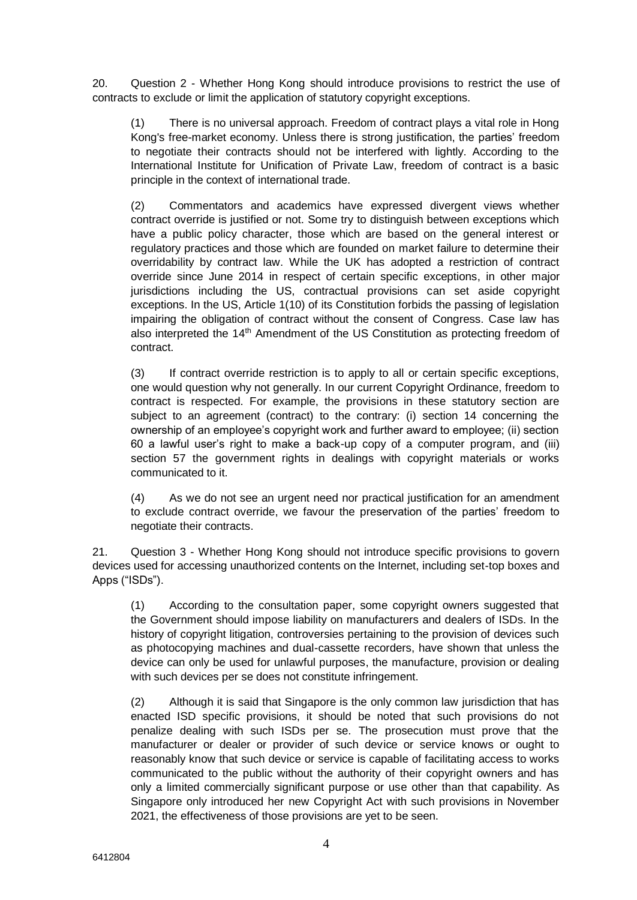20. Question 2 - Whether Hong Kong should introduce provisions to restrict the use of contracts to exclude or limit the application of statutory copyright exceptions.

(1) There is no universal approach. Freedom of contract plays a vital role in Hong Kong's free-market economy. Unless there is strong justification, the parties' freedom to negotiate their contracts should not be interfered with lightly. According to the International Institute for Unification of Private Law, freedom of contract is a basic principle in the context of international trade.

(2) Commentators and academics have expressed divergent views whether contract override is justified or not. Some try to distinguish between exceptions which have a public policy character, those which are based on the general interest or regulatory practices and those which are founded on market failure to determine their overridability by contract law. While the UK has adopted a restriction of contract override since June 2014 in respect of certain specific exceptions, in other major jurisdictions including the US, contractual provisions can set aside copyright exceptions. In the US, Article 1(10) of its Constitution forbids the passing of legislation impairing the obligation of contract without the consent of Congress. Case law has also interpreted the 14th Amendment of the US Constitution as protecting freedom of contract.

(3) If contract override restriction is to apply to all or certain specific exceptions, one would question why not generally. In our current Copyright Ordinance, freedom to contract is respected. For example, the provisions in these statutory section are subject to an agreement (contract) to the contrary: (i) section 14 concerning the ownership of an employee's copyright work and further award to employee; (ii) section 60 a lawful user's right to make a back-up copy of a computer program, and (iii) section 57 the government rights in dealings with copyright materials or works communicated to it.

(4) As we do not see an urgent need nor practical justification for an amendment to exclude contract override, we favour the preservation of the parties' freedom to negotiate their contracts.

21. Question 3 - Whether Hong Kong should not introduce specific provisions to govern devices used for accessing unauthorized contents on the Internet, including set-top boxes and Apps ("ISDs").

(1) According to the consultation paper, some copyright owners suggested that the Government should impose liability on manufacturers and dealers of ISDs. In the history of copyright litigation, controversies pertaining to the provision of devices such as photocopying machines and dual-cassette recorders, have shown that unless the device can only be used for unlawful purposes, the manufacture, provision or dealing with such devices per se does not constitute infringement.

(2) Although it is said that Singapore is the only common law jurisdiction that has enacted ISD specific provisions, it should be noted that such provisions do not penalize dealing with such ISDs per se. The prosecution must prove that the manufacturer or dealer or provider of such device or service knows or ought to reasonably know that such device or service is capable of facilitating access to works communicated to the public without the authority of their copyright owners and has only a limited commercially significant purpose or use other than that capability. As Singapore only introduced her new Copyright Act with such provisions in November 2021, the effectiveness of those provisions are yet to be seen.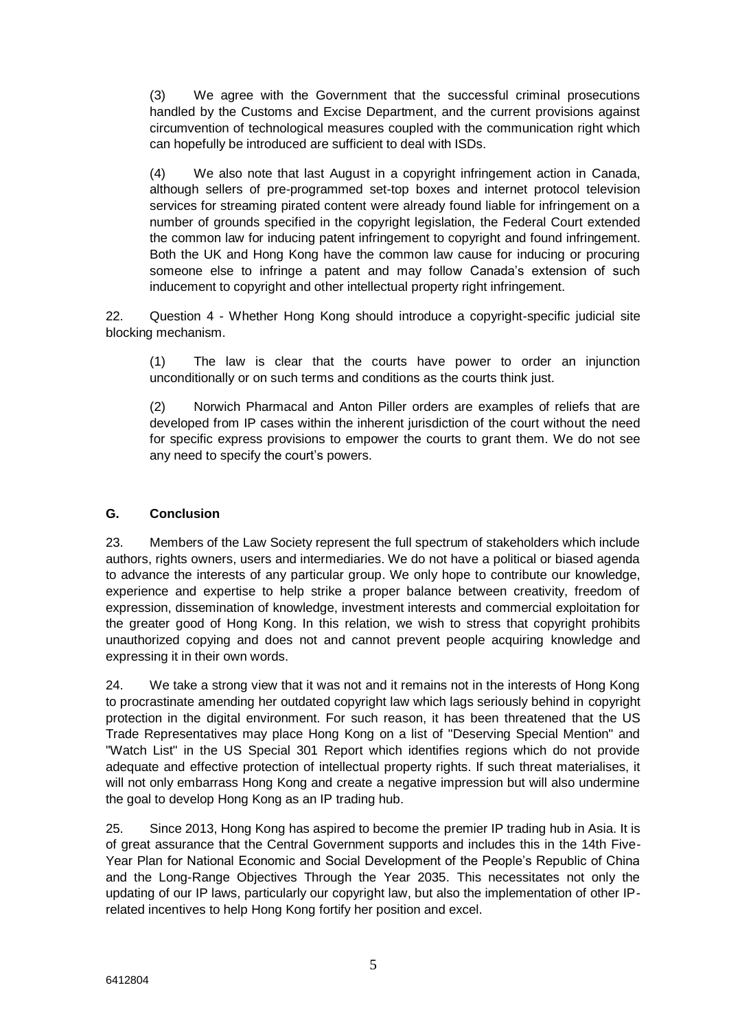(3) We agree with the Government that the successful criminal prosecutions handled by the Customs and Excise Department, and the current provisions against circumvention of technological measures coupled with the communication right which can hopefully be introduced are sufficient to deal with ISDs.

(4) We also note that last August in a copyright infringement action in Canada, although sellers of pre-programmed set-top boxes and internet protocol television services for streaming pirated content were already found liable for infringement on a number of grounds specified in the copyright legislation, the Federal Court extended the common law for inducing patent infringement to copyright and found infringement. Both the UK and Hong Kong have the common law cause for inducing or procuring someone else to infringe a patent and may follow Canada's extension of such inducement to copyright and other intellectual property right infringement.

22. Question 4 - Whether Hong Kong should introduce a copyright-specific judicial site blocking mechanism.

(1) The law is clear that the courts have power to order an injunction unconditionally or on such terms and conditions as the courts think just.

(2) Norwich Pharmacal and Anton Piller orders are examples of reliefs that are developed from IP cases within the inherent jurisdiction of the court without the need for specific express provisions to empower the courts to grant them. We do not see any need to specify the court's powers.

## G. Conclusion

23. Members of the Law Society represent the full spectrum of stakeholders which include authors, rights owners, users and intermediaries. We do not have a political or biased agenda to advance the interests of any particular group. We only hope to contribute our knowledge, experience and expertise to help strike a proper balance between creativity, freedom of expression, dissemination of knowledge, investment interests and commercial exploitation for the greater good of Hong Kong. In this relation, we wish to stress that copyright prohibits unauthorized copying and does not and cannot prevent people acquiring knowledge and expressing it in their own words.

24. We take a strong view that it was not and it remains not in the interests of Hong Kong to procrastinate amending her outdated copyright law which lags seriously behind in copyright protection in the digital environment. For such reason, it has been threatened that the US Trade Representatives may place Hong Kong on a list of "Deserving Special Mention" and "Watch List" in the US Special 301 Report which identifies regions which do not provide adequate and effective protection of intellectual property rights. If such threat materialises, it will not only embarrass Hong Kong and create a negative impression but will also undermine the goal to develop Hong Kong as an IP trading hub.

25. Since 2013, Hong Kong has aspired to become the premier IP trading hub in Asia. It is of great assurance that the Central Government supports and includes this in the 14th Five-Year Plan for National Economic and Social Development of the People's Republic of China and the Long-Range Objectives Through the Year 2035. This necessitates not only the updating of our IP laws, particularly our copyright law, but also the implementation of other IP-related incentives to help Hong Kong fortify her position and excel.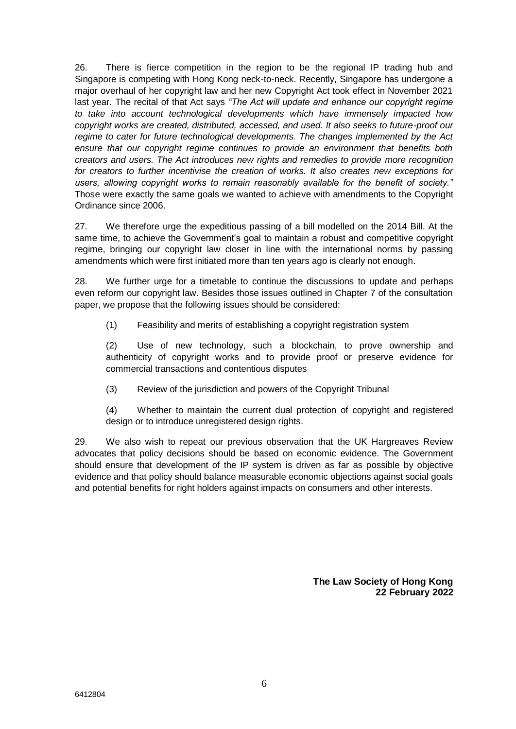26. There is fierce competition in the region to be the regional IP trading hub and Singapore is competing with Hong Kong neck-to-neck. Recently, Singapore has undergone a major overhaul of her copyright law and her new Copyright Act took effect in November 2021 last year. The recital of that Act says *"The Act will update and enhance our copyright regime to take into account technological developments which have immensely impacted how copyright works are created, distributed, accessed, and used. It also seeks to future-proof our regime to cater for future technological developments. The changes implemented by the Act ensure that our copyright regime continues to provide an environment that benefits both creators and users. The Act introduces new rights and remedies to provide more recognition for creators to further incentivise the creation of works. It also creates new exceptions for users, allowing copyright works to remain reasonably available for the benefit of society."* Those were exactly the same goals we wanted to achieve with amendments to the Copyright Ordinance since 2006.

27. We therefore urge the expeditious passing of a bill modelled on the 2014 Bill. At the same time, to achieve the Government's goal to maintain a robust and competitive copyright regime, bringing our copyright law closer in line with the international norms by passing amendments which were first initiated more than ten years ago is clearly not enough.

28. We further urge for a timetable to continue the discussions to update and perhaps even reform our copyright law. Besides those issues outlined in Chapter 7 of the consultation paper, we propose that the following issues should be considered:

(1) Feasibility and merits of establishing a copyright registration system

(2) Use of new technology, such a blockchain, to prove ownership and authenticity of copyright works and to provide proof or preserve evidence for commercial transactions and contentious disputes

(3) Review of the jurisdiction and powers of the Copyright Tribunal

(4) Whether to maintain the current dual protection of copyright and registered design or to introduce unregistered design rights.

29. We also wish to repeat our previous observation that the UK Hargreaves Review advocates that policy decisions should be based on economic evidence. The Government should ensure that development of the IP system is driven as far as possible by objective evidence and that policy should balance measurable economic objections against social goals and potential benefits for right holders against impacts on consumers and other interests.

**The Law Society of Hong Kong**
**22 February 2022**

6412804